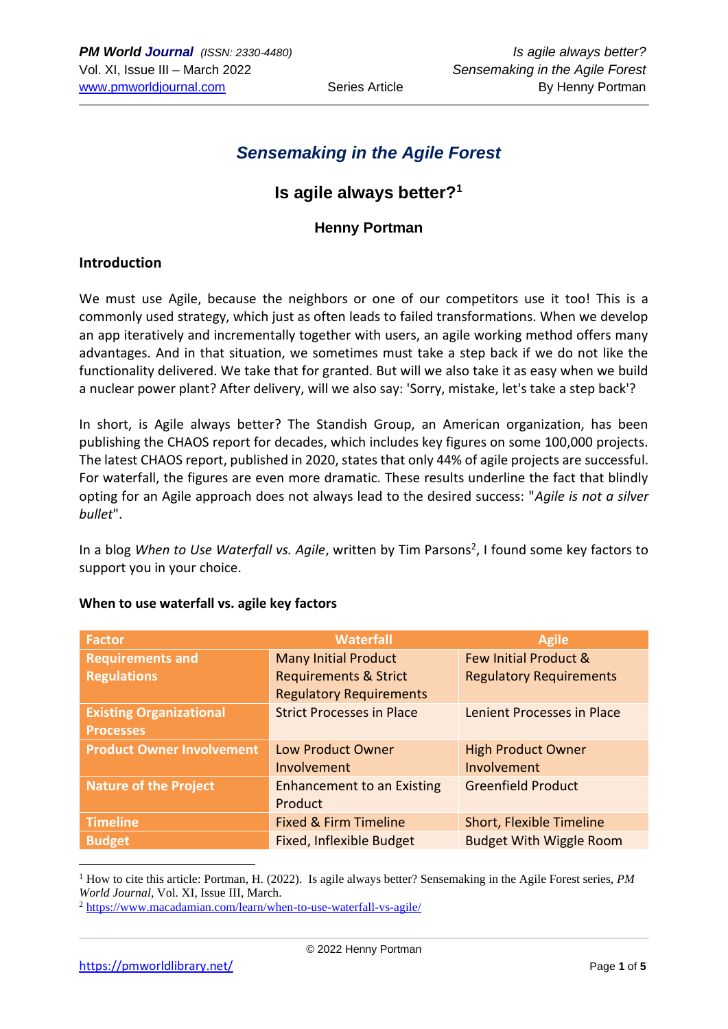# Sensemaking in the Agile Forest

## Is agile always better?[1]

### Henny Portman

### Introduction

We must use Agile, because the neighbors or one of our competitors use it too! This is a commonly used strategy, which just as often leads to failed transformations. When we develop an app iteratively and incrementally together with users, an agile working method offers many advantages. And in that situation, we sometimes must take a step back if we do not like the functionality delivered. We take that for granted. But will we also take it as easy when we build a nuclear power plant? After delivery, will we also say: 'Sorry, mistake, let's take a step back'?

In short, is Agile always better? The Standish Group, an American organization, has been publishing the CHAOS report for decades, which includes key figures on some 100,000 projects. The latest CHAOS report, published in 2020, states that only 44% of agile projects are successful. For waterfall, the figures are even more dramatic. These results underline the fact that blindly opting for an Agile approach does not always lead to the desired success: "*Agile is not a silver bullet*".

In a blog *When to Use Waterfall vs. Agile*, written by Tim Parsons[2], I found some key factors to support you in your choice.

**When to use waterfall vs. agile key factors**

| Factor | Waterfall | Agile |
|---|---|---|
| **Requirements and Regulations** | Many Initial Product Requirements & Strict Regulatory Requirements | Few Initial Product & Regulatory Requirements |
| **Existing Organizational Processes** | Strict Processes in Place | Lenient Processes in Place |
| **Product Owner Involvement** | Low Product Owner Involvement | High Product Owner Involvement |
| **Nature of the Project** | Enhancement to an Existing Product | Greenfield Product |
| **Timeline** | Fixed & Firm Timeline | Short, Flexible Timeline |
| **Budget** | Fixed, Inflexible Budget | Budget With Wiggle Room |

---

[1] How to cite this article: Portman, H. (2022). Is agile always better? Sensemaking in the Agile Forest series, *PM World Journal*, Vol. XI, Issue III, March.

[2] https://www.macadamian.com/learn/when-to-use-waterfall-vs-agile/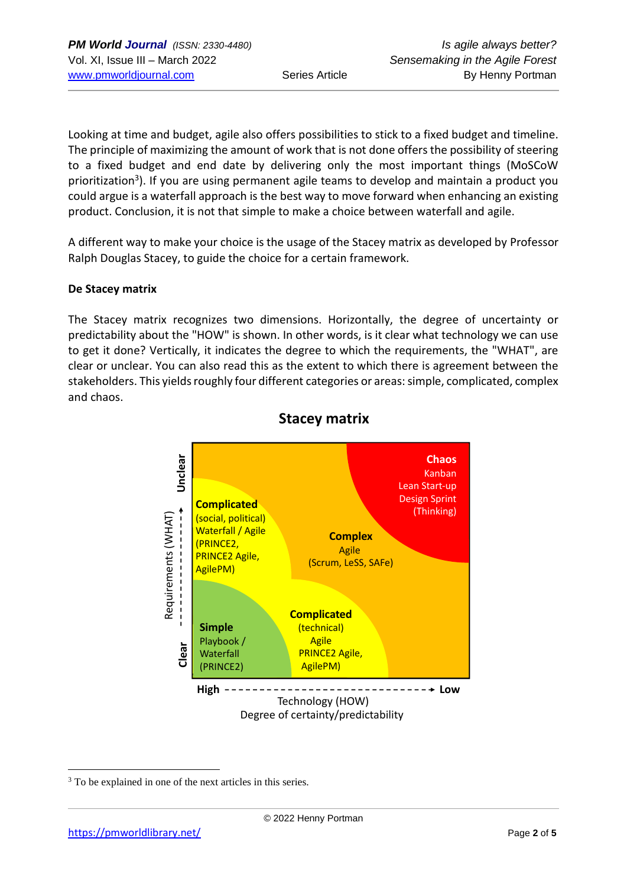Looking at time and budget, agile also offers possibilities to stick to a fixed budget and timeline. The principle of maximizing the amount of work that is not done offers the possibility of steering to a fixed budget and end date by delivering only the most important things (MoSCoW prioritization[3]). If you are using permanent agile teams to develop and maintain a product you could argue is a waterfall approach is the best way to move forward when enhancing an existing product. Conclusion, it is not that simple to make a choice between waterfall and agile.

A different way to make your choice is the usage of the Stacey matrix as developed by Professor Ralph Douglas Stacey, to guide the choice for a certain framework.

**De Stacey matrix**

The Stacey matrix recognizes two dimensions. Horizontally, the degree of uncertainty or predictability about the "HOW" is shown. In other words, is it clear what technology we can use to get it done? Vertically, it indicates the degree to which the requirements, the "WHAT", are clear or unclear. You can also read this as the extent to which there is agreement between the stakeholders. This yields roughly four different categories or areas: simple, complicated, complex and chaos.

**Stacey matrix**

- **Simple**: Playbook / Waterfall (PRINCE2)
- **Complicated** (social, political): Waterfall / Agile (PRINCE2, PRINCE2 Agile, AgilePM)
- **Complicated** (technical): Agile, PRINCE2 Agile, AgilePM)
- **Complex**: Agile (Scrum, LeSS, SAFe)
- **Chaos**: Kanban, Lean Start-up, Design Sprint (Thinking)

Vertical axis: Requirements (WHAT) — Clear to Unclear

Horizontal axis: High to Low — Technology (HOW), Degree of certainty/predictability

[3] To be explained in one of the next articles in this series.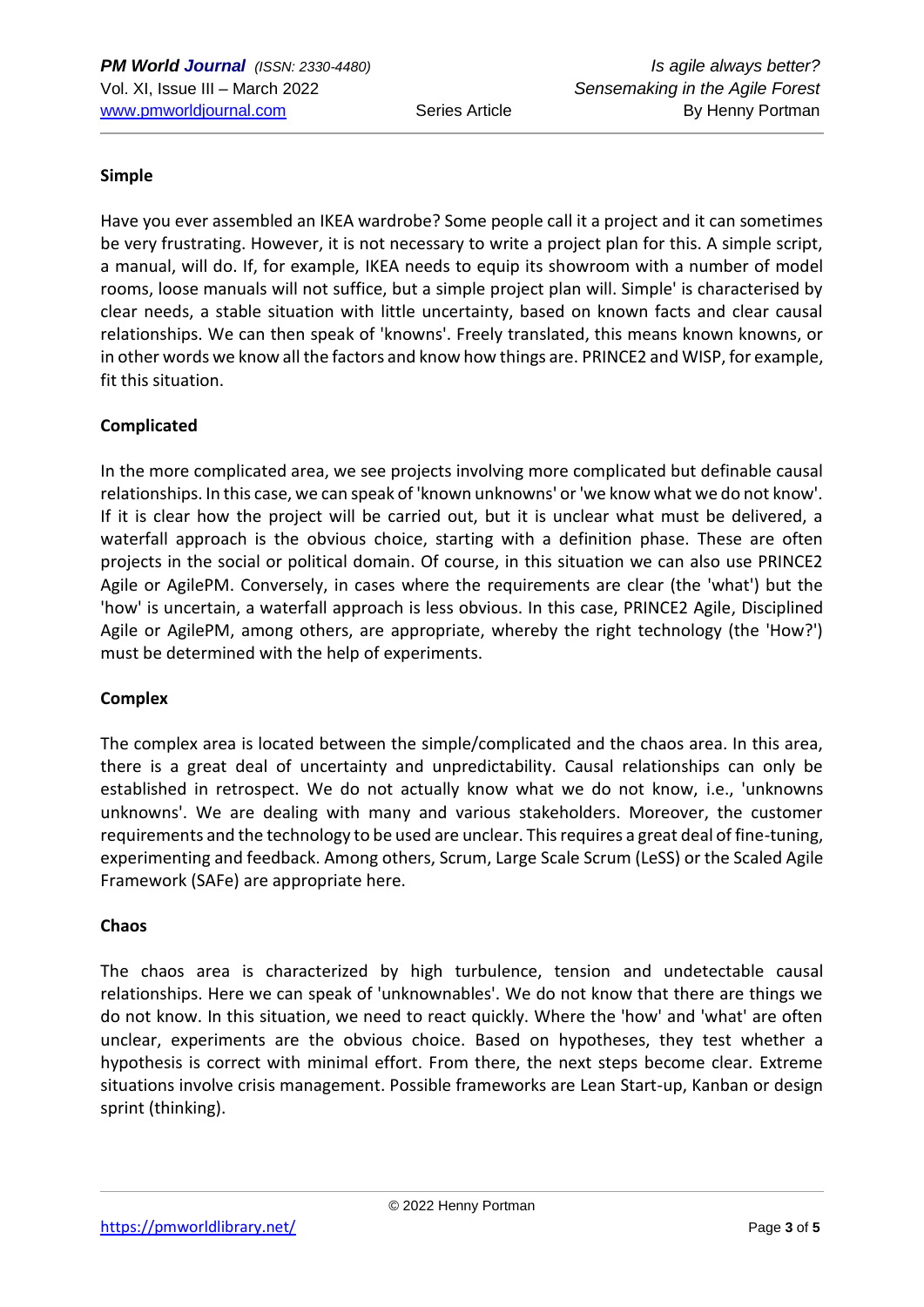**Simple**

Have you ever assembled an IKEA wardrobe? Some people call it a project and it can sometimes be very frustrating. However, it is not necessary to write a project plan for this. A simple script, a manual, will do. If, for example, IKEA needs to equip its showroom with a number of model rooms, loose manuals will not suffice, but a simple project plan will. Simple' is characterised by clear needs, a stable situation with little uncertainty, based on known facts and clear causal relationships. We can then speak of 'knowns'. Freely translated, this means known knowns, or in other words we know all the factors and know how things are. PRINCE2 and WISP, for example, fit this situation.

**Complicated**

In the more complicated area, we see projects involving more complicated but definable causal relationships. In this case, we can speak of 'known unknowns' or 'we know what we do not know'. If it is clear how the project will be carried out, but it is unclear what must be delivered, a waterfall approach is the obvious choice, starting with a definition phase. These are often projects in the social or political domain. Of course, in this situation we can also use PRINCE2 Agile or AgilePM. Conversely, in cases where the requirements are clear (the 'what') but the 'how' is uncertain, a waterfall approach is less obvious. In this case, PRINCE2 Agile, Disciplined Agile or AgilePM, among others, are appropriate, whereby the right technology (the 'How?') must be determined with the help of experiments.

**Complex**

The complex area is located between the simple/complicated and the chaos area. In this area, there is a great deal of uncertainty and unpredictability. Causal relationships can only be established in retrospect. We do not actually know what we do not know, i.e., 'unknowns unknowns'. We are dealing with many and various stakeholders. Moreover, the customer requirements and the technology to be used are unclear. This requires a great deal of fine-tuning, experimenting and feedback. Among others, Scrum, Large Scale Scrum (LeSS) or the Scaled Agile Framework (SAFe) are appropriate here.

**Chaos**

The chaos area is characterized by high turbulence, tension and undetectable causal relationships. Here we can speak of 'unknownables'. We do not know that there are things we do not know. In this situation, we need to react quickly. Where the 'how' and 'what' are often unclear, experiments are the obvious choice. Based on hypotheses, they test whether a hypothesis is correct with minimal effort. From there, the next steps become clear. Extreme situations involve crisis management. Possible frameworks are Lean Start-up, Kanban or design sprint (thinking).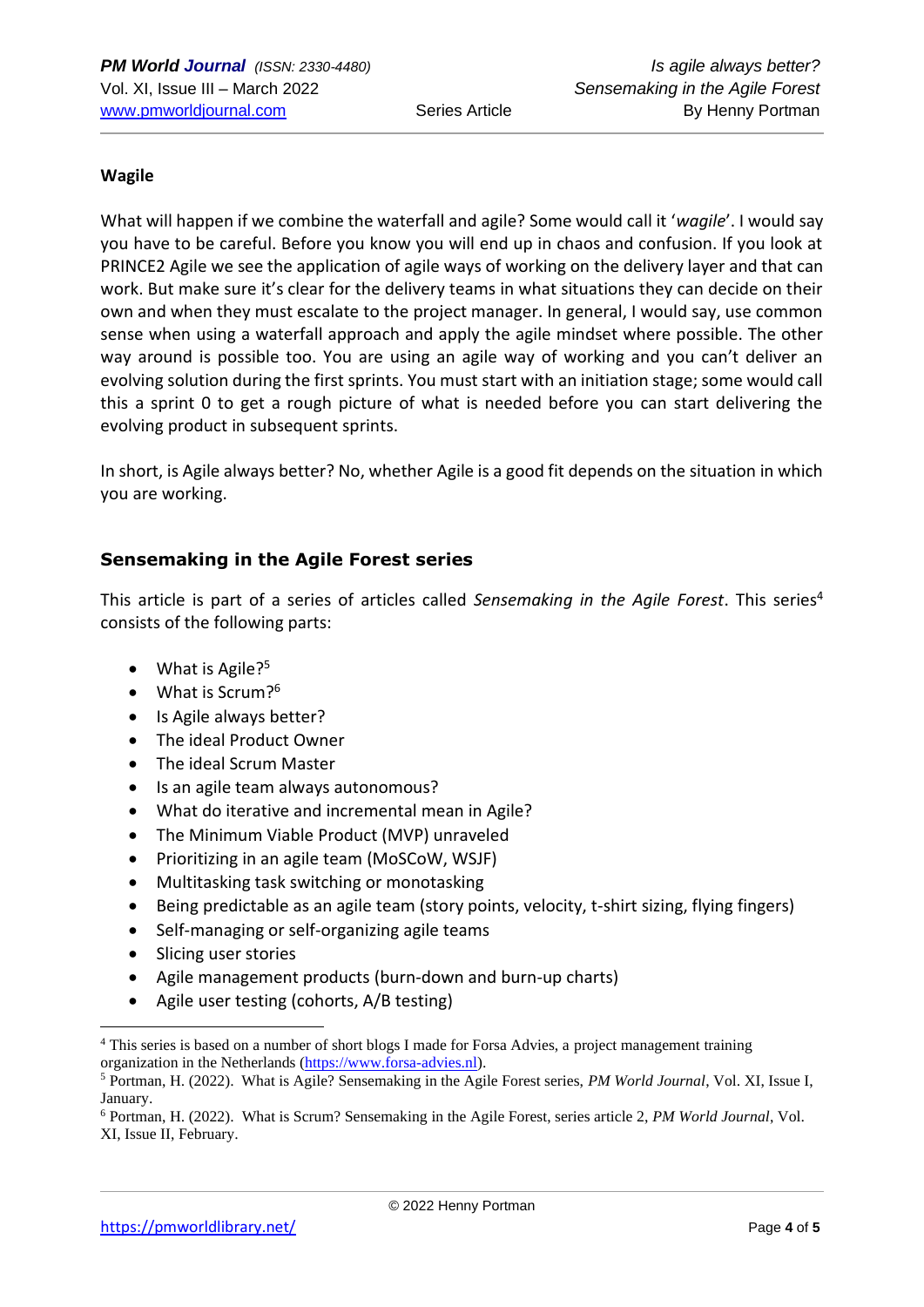**Wagile**

What will happen if we combine the waterfall and agile? Some would call it '*wagile*'. I would say you have to be careful. Before you know you will end up in chaos and confusion. If you look at PRINCE2 Agile we see the application of agile ways of working on the delivery layer and that can work. But make sure it's clear for the delivery teams in what situations they can decide on their own and when they must escalate to the project manager. In general, I would say, use common sense when using a waterfall approach and apply the agile mindset where possible. The other way around is possible too. You are using an agile way of working and you can't deliver an evolving solution during the first sprints. You must start with an initiation stage; some would call this a sprint 0 to get a rough picture of what is needed before you can start delivering the evolving product in subsequent sprints.

In short, is Agile always better? No, whether Agile is a good fit depends on the situation in which you are working.

## Sensemaking in the Agile Forest series

This article is part of a series of articles called *Sensemaking in the Agile Forest*. This series[4] consists of the following parts:

- What is Agile?[5]
- What is Scrum?[6]
- Is Agile always better?
- The ideal Product Owner
- The ideal Scrum Master
- Is an agile team always autonomous?
- What do iterative and incremental mean in Agile?
- The Minimum Viable Product (MVP) unraveled
- Prioritizing in an agile team (MoSCoW, WSJF)
- Multitasking task switching or monotasking
- Being predictable as an agile team (story points, velocity, t-shirt sizing, flying fingers)
- Self-managing or self-organizing agile teams
- Slicing user stories
- Agile management products (burn-down and burn-up charts)
- Agile user testing (cohorts, A/B testing)

---

[4] This series is based on a number of short blogs I made for Forsa Advies, a project management training organization in the Netherlands (https://www.forsa-advies.nl).

[5] Portman, H. (2022). What is Agile? Sensemaking in the Agile Forest series, *PM World Journal*, Vol. XI, Issue I, January.

[6] Portman, H. (2022). What is Scrum? Sensemaking in the Agile Forest, series article 2, *PM World Journal*, Vol. XI, Issue II, February.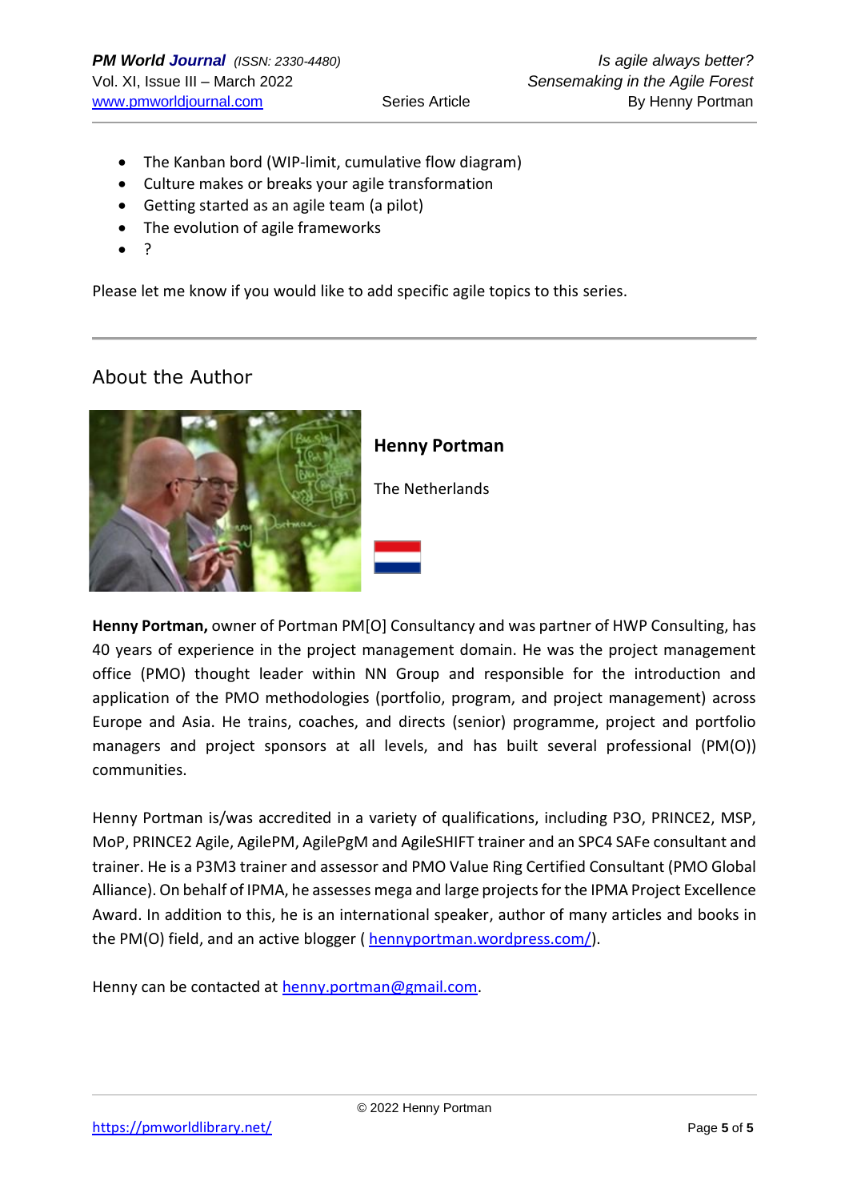- The Kanban bord (WIP-limit, cumulative flow diagram)
- Culture makes or breaks your agile transformation
- Getting started as an agile team (a pilot)
- The evolution of agile frameworks
- ?

Please let me know if you would like to add specific agile topics to this series.

---

## About the Author

**Henny Portman**

The Netherlands

**Henny Portman,** owner of Portman PM[O] Consultancy and was partner of HWP Consulting, has 40 years of experience in the project management domain. He was the project management office (PMO) thought leader within NN Group and responsible for the introduction and application of the PMO methodologies (portfolio, program, and project management) across Europe and Asia. He trains, coaches, and directs (senior) programme, project and portfolio managers and project sponsors at all levels, and has built several professional (PM(O)) communities.

Henny Portman is/was accredited in a variety of qualifications, including P3O, PRINCE2, MSP, MoP, PRINCE2 Agile, AgilePM, AgilePgM and AgileSHIFT trainer and an SPC4 SAFe consultant and trainer. He is a P3M3 trainer and assessor and PMO Value Ring Certified Consultant (PMO Global Alliance). On behalf of IPMA, he assesses mega and large projects for the IPMA Project Excellence Award. In addition to this, he is an international speaker, author of many articles and books in the PM(O) field, and an active blogger ( hennyportman.wordpress.com/).

Henny can be contacted at henny.portman@gmail.com.